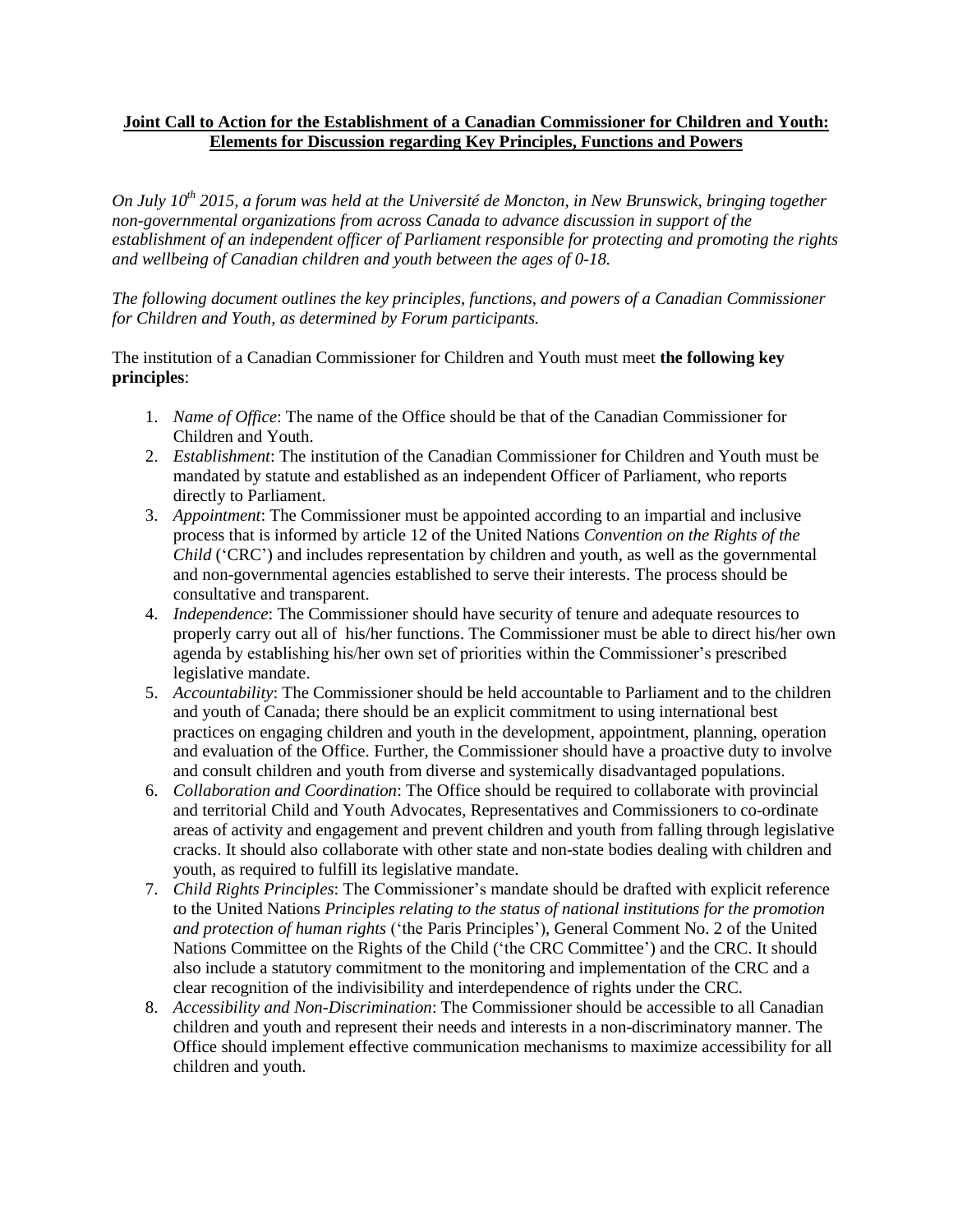**Joint Call to Action for the Establishment of a Canadian Commissioner for Children and Youth: Elements for Discussion regarding Key Principles, Functions and Powers**

*On July 10th 2015, a forum was held at the Université de Moncton, in New Brunswick, bringing together non-governmental organizations from across Canada to advance discussion in support of the establishment of an independent officer of Parliament responsible for protecting and promoting the rights and wellbeing of Canadian children and youth between the ages of 0-18.*

*The following document outlines the key principles, functions, and powers of a Canadian Commissioner for Children and Youth, as determined by Forum participants.*

The institution of a Canadian Commissioner for Children and Youth must meet **the following key principles**:

1. *Name of Office*: The name of the Office should be that of the Canadian Commissioner for Children and Youth.
2. *Establishment*: The institution of the Canadian Commissioner for Children and Youth must be mandated by statute and established as an independent Officer of Parliament, who reports directly to Parliament.
3. *Appointment*: The Commissioner must be appointed according to an impartial and inclusive process that is informed by article 12 of the United Nations *Convention on the Rights of the Child* ('CRC') and includes representation by children and youth, as well as the governmental and non-governmental agencies established to serve their interests. The process should be consultative and transparent.
4. *Independence*: The Commissioner should have security of tenure and adequate resources to properly carry out all of his/her functions. The Commissioner must be able to direct his/her own agenda by establishing his/her own set of priorities within the Commissioner's prescribed legislative mandate.
5. *Accountability*: The Commissioner should be held accountable to Parliament and to the children and youth of Canada; there should be an explicit commitment to using international best practices on engaging children and youth in the development, appointment, planning, operation and evaluation of the Office. Further, the Commissioner should have a proactive duty to involve and consult children and youth from diverse and systemically disadvantaged populations.
6. *Collaboration and Coordination*: The Office should be required to collaborate with provincial and territorial Child and Youth Advocates, Representatives and Commissioners to co-ordinate areas of activity and engagement and prevent children and youth from falling through legislative cracks. It should also collaborate with other state and non-state bodies dealing with children and youth, as required to fulfill its legislative mandate.
7. *Child Rights Principles*: The Commissioner's mandate should be drafted with explicit reference to the United Nations *Principles relating to the status of national institutions for the promotion and protection of human rights* ('the Paris Principles'), General Comment No. 2 of the United Nations Committee on the Rights of the Child ('the CRC Committee') and the CRC. It should also include a statutory commitment to the monitoring and implementation of the CRC and a clear recognition of the indivisibility and interdependence of rights under the CRC.
8. *Accessibility and Non-Discrimination*: The Commissioner should be accessible to all Canadian children and youth and represent their needs and interests in a non-discriminatory manner. The Office should implement effective communication mechanisms to maximize accessibility for all children and youth.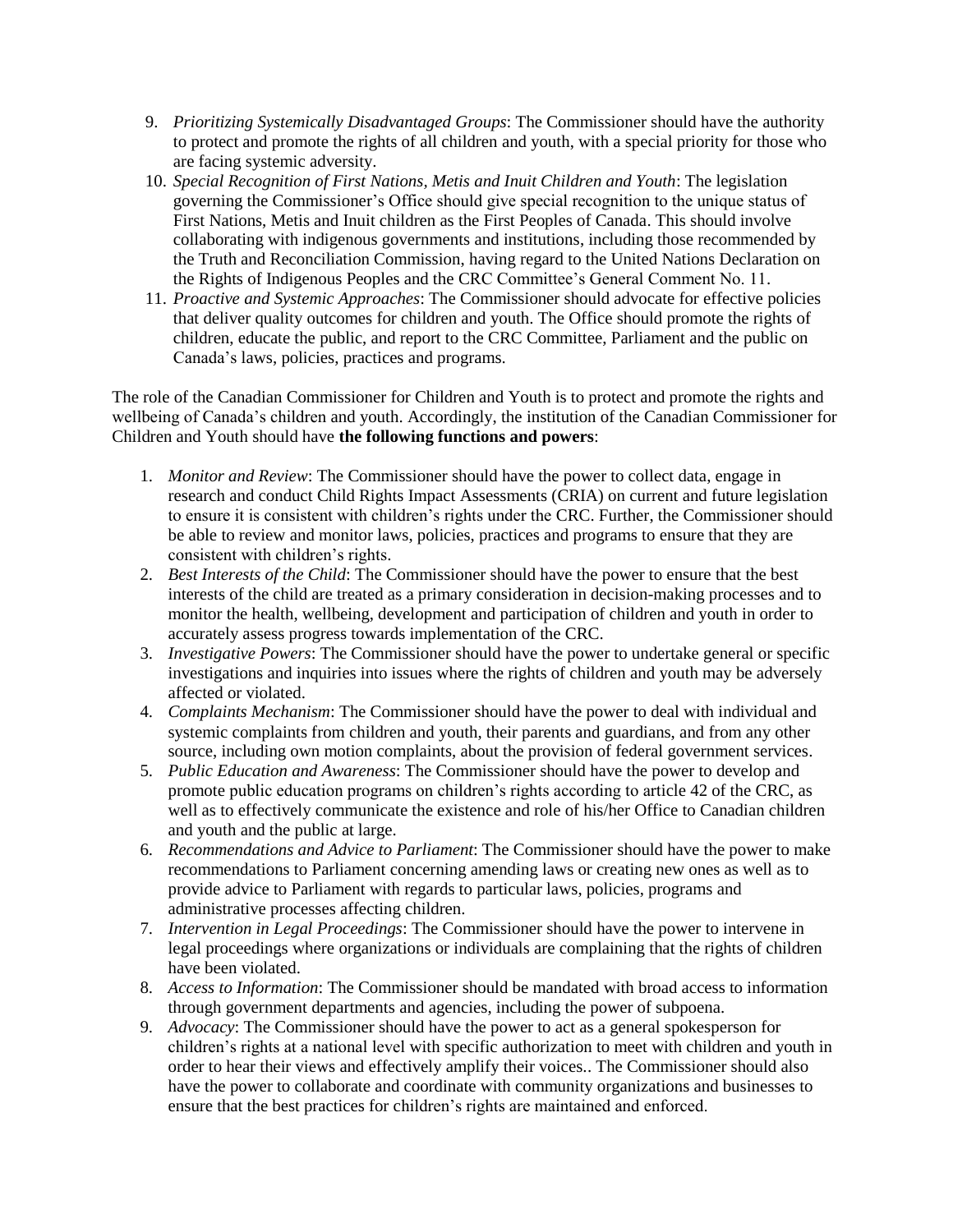9. *Prioritizing Systemically Disadvantaged Groups*: The Commissioner should have the authority to protect and promote the rights of all children and youth, with a special priority for those who are facing systemic adversity.
10. *Special Recognition of First Nations, Metis and Inuit Children and Youth*: The legislation governing the Commissioner's Office should give special recognition to the unique status of First Nations, Metis and Inuit children as the First Peoples of Canada. This should involve collaborating with indigenous governments and institutions, including those recommended by the Truth and Reconciliation Commission, having regard to the United Nations Declaration on the Rights of Indigenous Peoples and the CRC Committee's General Comment No. 11.
11. *Proactive and Systemic Approaches*: The Commissioner should advocate for effective policies that deliver quality outcomes for children and youth. The Office should promote the rights of children, educate the public, and report to the CRC Committee, Parliament and the public on Canada's laws, policies, practices and programs.

The role of the Canadian Commissioner for Children and Youth is to protect and promote the rights and wellbeing of Canada's children and youth. Accordingly, the institution of the Canadian Commissioner for Children and Youth should have **the following functions and powers**:

1. *Monitor and Review*: The Commissioner should have the power to collect data, engage in research and conduct Child Rights Impact Assessments (CRIA) on current and future legislation to ensure it is consistent with children's rights under the CRC. Further, the Commissioner should be able to review and monitor laws, policies, practices and programs to ensure that they are consistent with children's rights.
2. *Best Interests of the Child*: The Commissioner should have the power to ensure that the best interests of the child are treated as a primary consideration in decision-making processes and to monitor the health, wellbeing, development and participation of children and youth in order to accurately assess progress towards implementation of the CRC.
3. *Investigative Powers*: The Commissioner should have the power to undertake general or specific investigations and inquiries into issues where the rights of children and youth may be adversely affected or violated.
4. *Complaints Mechanism*: The Commissioner should have the power to deal with individual and systemic complaints from children and youth, their parents and guardians, and from any other source, including own motion complaints, about the provision of federal government services.
5. *Public Education and Awareness*: The Commissioner should have the power to develop and promote public education programs on children's rights according to article 42 of the CRC, as well as to effectively communicate the existence and role of his/her Office to Canadian children and youth and the public at large.
6. *Recommendations and Advice to Parliament*: The Commissioner should have the power to make recommendations to Parliament concerning amending laws or creating new ones as well as to provide advice to Parliament with regards to particular laws, policies, programs and administrative processes affecting children.
7. *Intervention in Legal Proceedings*: The Commissioner should have the power to intervene in legal proceedings where organizations or individuals are complaining that the rights of children have been violated.
8. *Access to Information*: The Commissioner should be mandated with broad access to information through government departments and agencies, including the power of subpoena.
9. *Advocacy*: The Commissioner should have the power to act as a general spokesperson for children's rights at a national level with specific authorization to meet with children and youth in order to hear their views and effectively amplify their voices.. The Commissioner should also have the power to collaborate and coordinate with community organizations and businesses to ensure that the best practices for children's rights are maintained and enforced.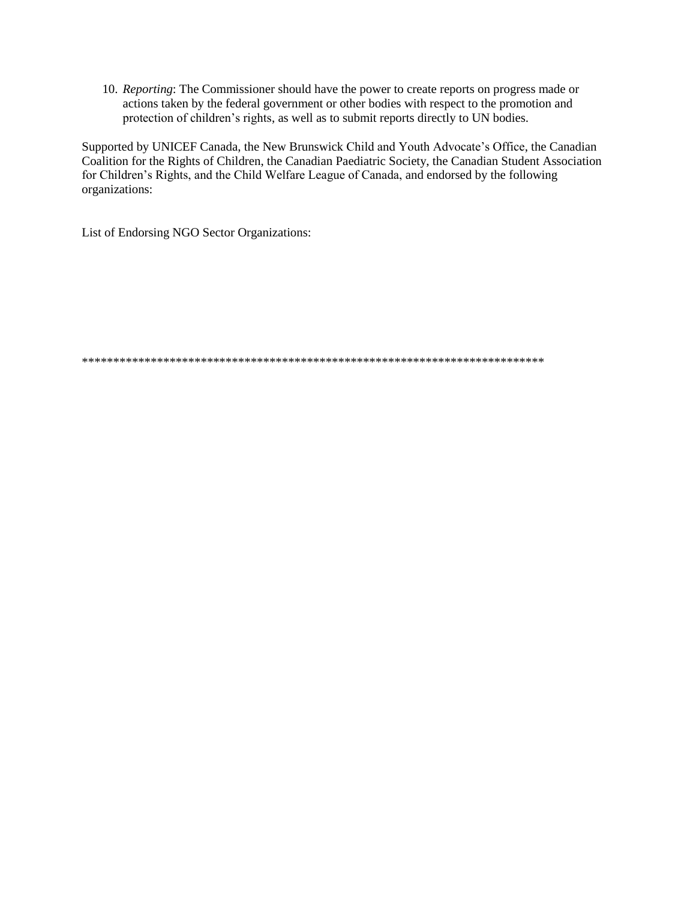10. *Reporting*: The Commissioner should have the power to create reports on progress made or actions taken by the federal government or other bodies with respect to the promotion and protection of children's rights, as well as to submit reports directly to UN bodies.

Supported by UNICEF Canada, the New Brunswick Child and Youth Advocate's Office, the Canadian Coalition for the Rights of Children, the Canadian Paediatric Society, the Canadian Student Association for Children's Rights, and the Child Welfare League of Canada, and endorsed by the following organizations:

List of Endorsing NGO Sector Organizations:

**************************************************************************